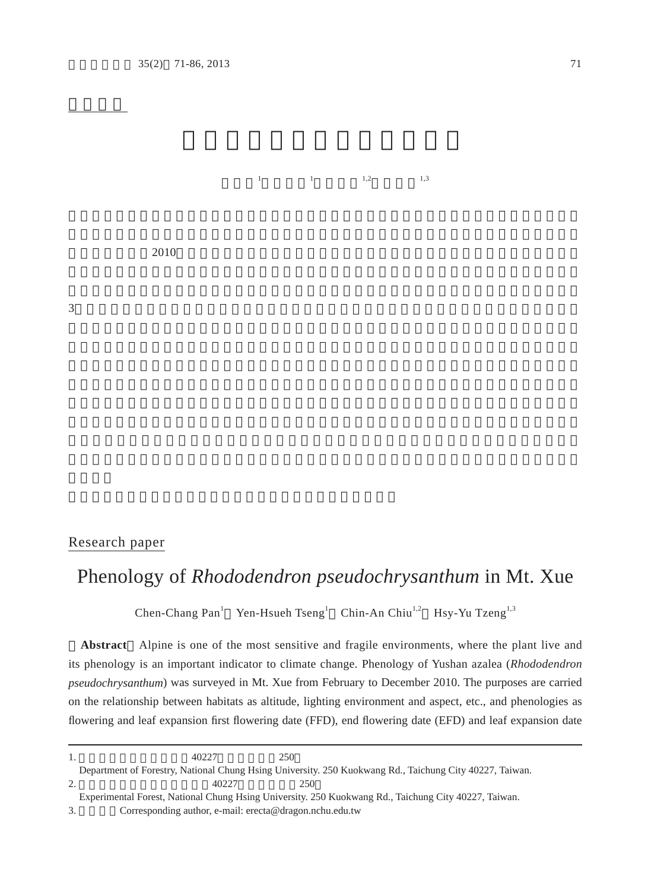## Research paper

# Phenology of *Rhododendron pseudochrysanthum* in Mt. Xue

Chen-Chang Pan[1], Yen-Hsueh Tseng[1], Chin-An Chiu[1,2], Hsy-Yu Tzeng[1,3]

**Abstract** Alpine is one of the most sensitive and fragile environments, where the plant live and its phenology is an important indicator to climate change. Phenology of Yushan azalea (*Rhododendron pseudochrysanthum*) was surveyed in Mt. Xue from February to December 2010. The purposes are carried on the relationship between habitats as altitude, lighting environment and aspect, etc., and phenologies as flowering and leaf expansion first flowering date (FFD), end flowering date (EFD) and leaf expansion date

---

1. 40227 250
   Department of Forestry, National Chung Hsing University. 250 Kuokwang Rd., Taichung City 40227, Taiwan.
2. 40227 250
   Experimental Forest, National Chung Hsing University. 250 Kuokwang Rd., Taichung City 40227, Taiwan.
3. Corresponding author, e-mail: erecta@dragon.nchu.edu.tw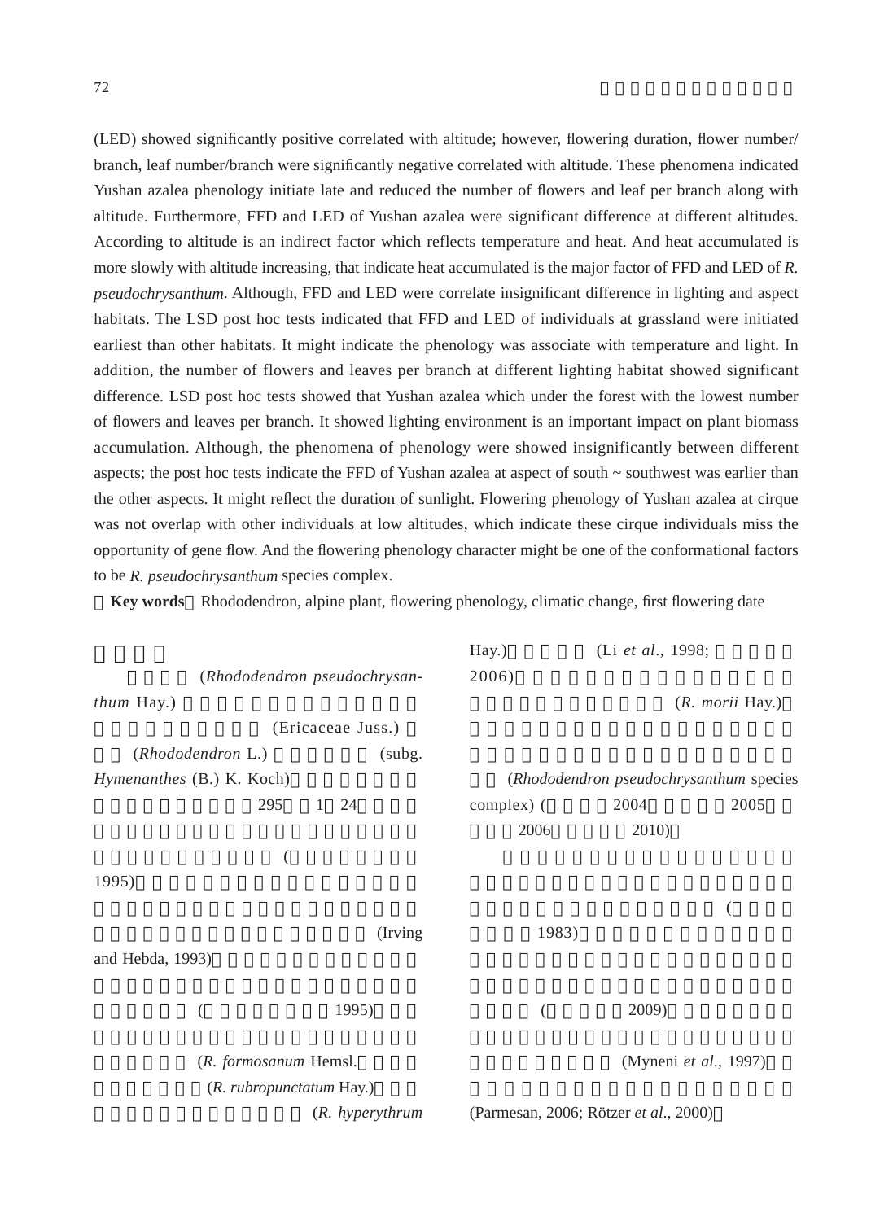(LED) showed significantly positive correlated with altitude; however, flowering duration, flower number/ branch, leaf number/branch were significantly negative correlated with altitude. These phenomena indicated Yushan azalea phenology initiate late and reduced the number of flowers and leaf per branch along with altitude. Furthermore, FFD and LED of Yushan azalea were significant difference at different altitudes. According to altitude is an indirect factor which reflects temperature and heat. And heat accumulated is more slowly with altitude increasing, that indicate heat accumulated is the major factor of FFD and LED of *R. pseudochrysanthum*. Although, FFD and LED were correlate insignificant difference in lighting and aspect habitats. The LSD post hoc tests indicated that FFD and LED of individuals at grassland were initiated earliest than other habitats. It might indicate the phenology was associate with temperature and light. In addition, the number of flowers and leaves per branch at different lighting habitat showed significant difference. LSD post hoc tests showed that Yushan azalea which under the forest with the lowest number of flowers and leaves per branch. It showed lighting environment is an important impact on plant biomass accumulation. Although, the phenomena of phenology were showed insignificantly between different aspects; the post hoc tests indicate the FFD of Yushan azalea at aspect of south ~ southwest was earlier than the other aspects. It might reflect the duration of sunlight. Flowering phenology of Yushan azalea at cirque was not overlap with other individuals at low altitudes, which indicate these cirque individuals miss the opportunity of gene flow. And the flowering phenology character might be one of the conformational factors to be *R. pseudochrysanthum* species complex.

**Key words** Rhododendron, alpine plant, flowering phenology, climatic change, first flowering date

(*Rhododendron pseudochrysanthum* Hay.) (Ericaceae Juss.) (*Rhododendron* L.) (subg. *Hymenanthes* (B.) K. Koch) 295 1 24 ( 1995) (Irving and Hebda, 1993) ( 1995) (*R. formosanum* Hemsl. (*R. rubropunctatum* Hay.) (*R. hyperythrum* Hay.) (Li *et al*., 1998; 2006) (*R. morii* Hay.) (*Rhododendron pseudochrysanthum* species complex) ( 2004 2005 2006 2010)

( 1983) ( 2009) (Myneni *et al*., 1997) (Parmesan, 2006; Rötzer *et al*., 2000)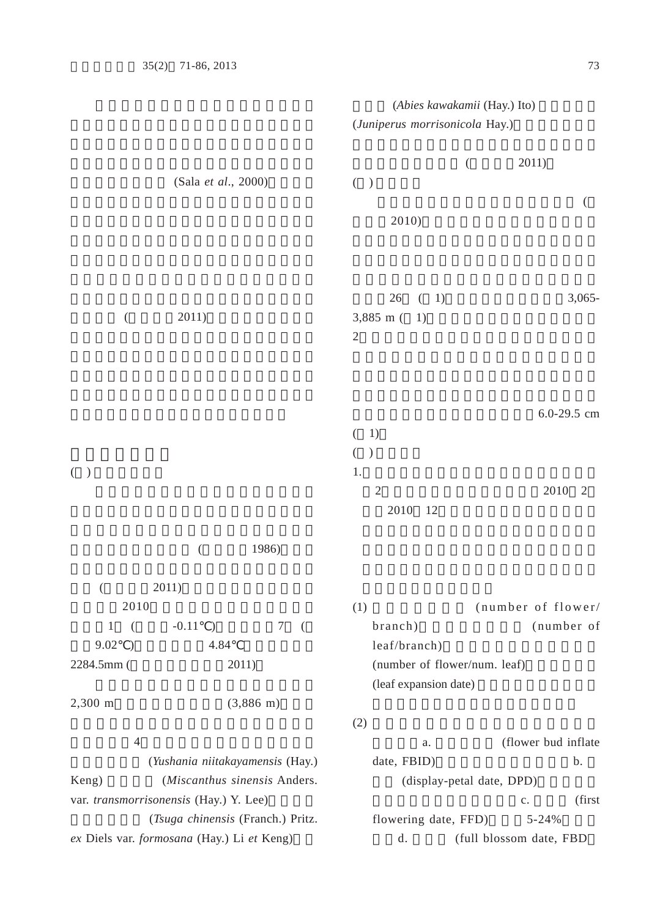(Sala *et al*., 2000)

( 2011)

( )

( 1986)

( 2011)

2010

1 ( -0.11℃) 7 (

9.02℃) 4.84℃

2284.5mm ( 2011)

2,300 m (3,886 m)

4

(*Yushania niitakayamensis* (Hay.) Keng) (*Miscanthus sinensis* Anders. var. *transmorrisonensis* (Hay.) Y. Lee)

(*Tsuga chinensis* (Franch.) Pritz. *ex* Diels var. *formosana* (Hay.) Li *et* Keng)

(*Abies kawakamii* (Hay.) Ito)

(*Juniperus morrisonicola* Hay.)

( 2011)

( )

(

2010)

26 ( 1) 3,065-3,885 m ( 1)

2

6.0-29.5 cm

( 1)

( )

1.

2 2010 2

2010 12

(1) (number of flower/branch) (number of leaf/branch) (number of flower/num. leaf) (leaf expansion date)

(2) a. (flower bud inflate date, FBID) b. (display-petal date, DPD) c. (first flowering date, FFD) 5-24% d. (full blossom date, FBD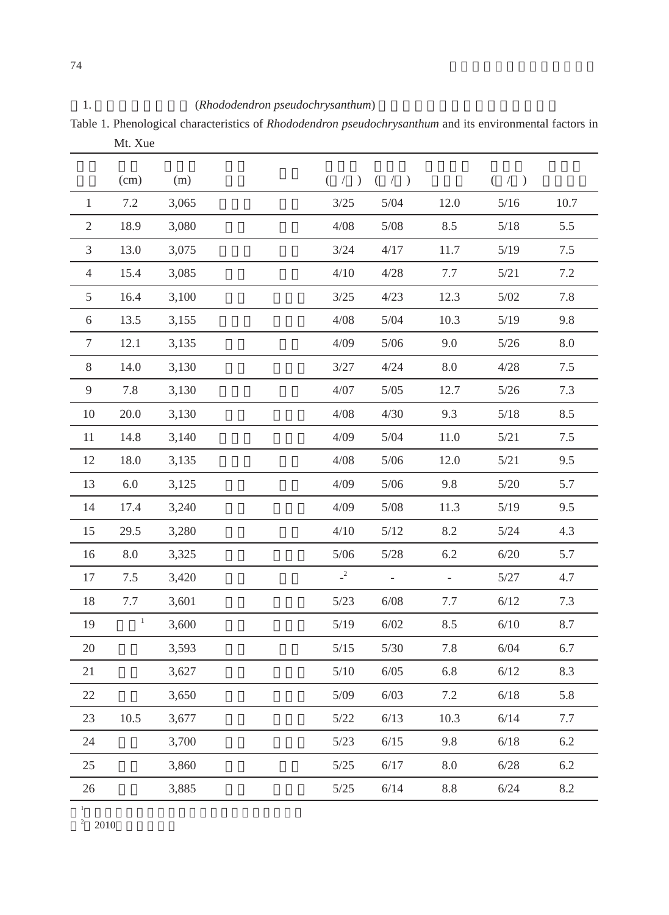1. (*Rhododendron pseudochrysanthum*)

Table 1. Phenological characteristics of *Rhododendron pseudochrysanthum* and its environmental factors in Mt. Xue

| | (cm) | (m) | | | ( / ) | ( / ) | | ( / ) | |
|---|---|---|---|---|---|---|---|---|---|
| 1 | 7.2 | 3,065 | | | 3/25 | 5/04 | 12.0 | 5/16 | 10.7 |
| 2 | 18.9 | 3,080 | | | 4/08 | 5/08 | 8.5 | 5/18 | 5.5 |
| 3 | 13.0 | 3,075 | | | 3/24 | 4/17 | 11.7 | 5/19 | 7.5 |
| 4 | 15.4 | 3,085 | | | 4/10 | 4/28 | 7.7 | 5/21 | 7.2 |
| 5 | 16.4 | 3,100 | | | 3/25 | 4/23 | 12.3 | 5/02 | 7.8 |
| 6 | 13.5 | 3,155 | | | 4/08 | 5/04 | 10.3 | 5/19 | 9.8 |
| 7 | 12.1 | 3,135 | | | 4/09 | 5/06 | 9.0 | 5/26 | 8.0 |
| 8 | 14.0 | 3,130 | | | 3/27 | 4/24 | 8.0 | 4/28 | 7.5 |
| 9 | 7.8 | 3,130 | | | 4/07 | 5/05 | 12.7 | 5/26 | 7.3 |
| 10 | 20.0 | 3,130 | | | 4/08 | 4/30 | 9.3 | 5/18 | 8.5 |
| 11 | 14.8 | 3,140 | | | 4/09 | 5/04 | 11.0 | 5/21 | 7.5 |
| 12 | 18.0 | 3,135 | | | 4/08 | 5/06 | 12.0 | 5/21 | 9.5 |
| 13 | 6.0 | 3,125 | | | 4/09 | 5/06 | 9.8 | 5/20 | 5.7 |
| 14 | 17.4 | 3,240 | | | 4/09 | 5/08 | 11.3 | 5/19 | 9.5 |
| 15 | 29.5 | 3,280 | | | 4/10 | 5/12 | 8.2 | 5/24 | 4.3 |
| 16 | 8.0 | 3,325 | | | 5/06 | 5/28 | 6.2 | 6/20 | 5.7 |
| 17 | 7.5 | 3,420 | | | -[2] | - | - | 5/27 | 4.7 |
| 18 | 7.7 | 3,601 | | | 5/23 | 6/08 | 7.7 | 6/12 | 7.3 |
| 19 | [1] | 3,600 | | | 5/19 | 6/02 | 8.5 | 6/10 | 8.7 |
| 20 | | 3,593 | | | 5/15 | 5/30 | 7.8 | 6/04 | 6.7 |
| 21 | | 3,627 | | | 5/10 | 6/05 | 6.8 | 6/12 | 8.3 |
| 22 | | 3,650 | | | 5/09 | 6/03 | 7.2 | 6/18 | 5.8 |
| 23 | 10.5 | 3,677 | | | 5/22 | 6/13 | 10.3 | 6/14 | 7.7 |
| 24 | | 3,700 | | | 5/23 | 6/15 | 9.8 | 6/18 | 6.2 |
| 25 | | 3,860 | | | 5/25 | 6/17 | 8.0 | 6/28 | 6.2 |
| 26 | | 3,885 | | | 5/25 | 6/14 | 8.8 | 6/24 | 8.2 |

[1]

[2] 2010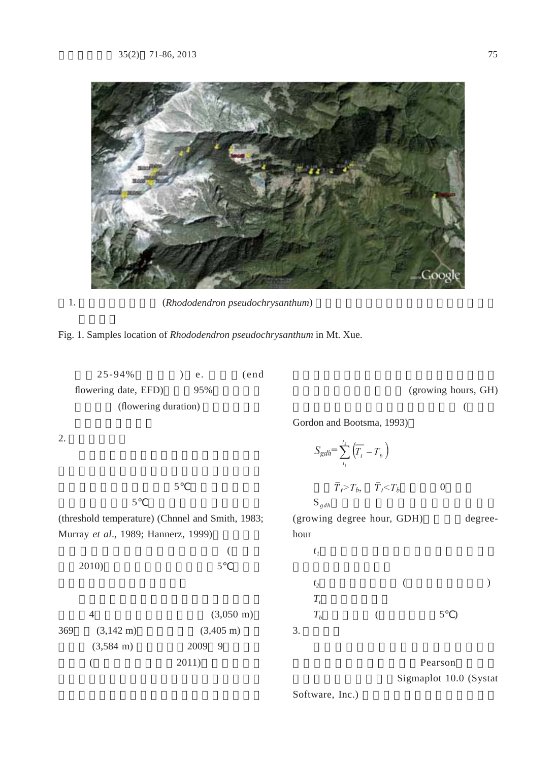1. (*Rhododendron pseudochrysanthum*)

Fig. 1. Samples location of *Rhododendron pseudochrysanthum* in Mt. Xue.

25-94% ) e. (end flowering date, EFD) 95% (flowering duration)

2.

5℃ 5℃ (threshold temperature) (Chnnel and Smith, 1983; Murray *et al*., 1989; Hannerz, 1999) ( 2010) 5℃

4 (3,050 m) 369 (3,142 m) (3,405 m) (3,584 m) 2009 9 ( 2011)

(growing hours, GH) ( Gordon and Bootsma, 1993)

$$S_{gdh}=\sum_{t_1}^{t_2}\left(\overline{T_t}-T_b\right)$$

$\overline{T}_t>T_b$, $\overline{T}_t<T_b$ 0

$S_{gdh}$ (growing degree hour, GDH) degree-hour

$t_1$

$t_2$ ( )

$T_t$

$T_b$ ( 5℃)

3.

Pearson Sigmaplot 10.0 (Systat Software, Inc.)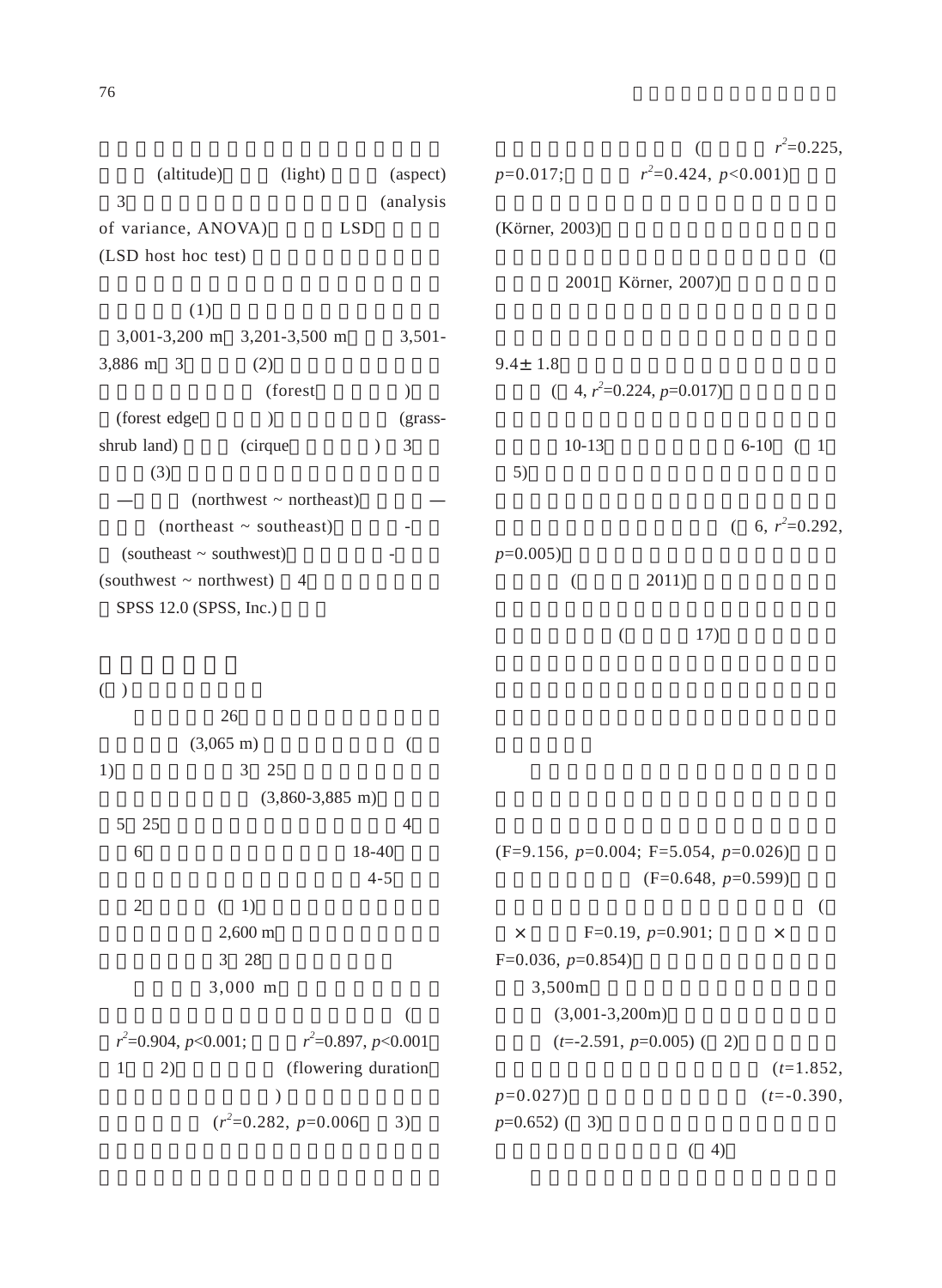(altitude) (light) (aspect)

3 (analysis of variance, ANOVA) LSD (LSD host hoc test)

(1)

3,001-3,200 m 3,201-3,500 m 3,501-3,886 m 3 (2)

(forest ) (forest edge ) (grass-shrub land) (cirque ) 3

(3)

— (northwest ~ northeast) — (northeast ~ southeast) - (southeast ~ southwest) - (southwest ~ northwest) 4

SPSS 12.0 (SPSS, Inc.)

( )

26

(3,065 m) ( 1) 3 25

(3,860-3,885 m)

5 25 4

6 18-40

4-5

2 ( 1)

2,600 m

3 28

3,000 m

( $r^2$=0.904, $p$<0.001; $r^2$=0.897, $p$<0.001 1 2) (flowering duration )

($r^2$=0.282, $p$=0.006 3)

( $r^2$=0.225, $p$=0.017; $r^2$=0.424, $p$<0.001)

(Körner, 2003)

( 2001 Körner, 2007)

9.4± 1.8

( 4, $r^2$=0.224, $p$=0.017)

10-13 6-10 ( 1 5)

( 6, $r^2$=0.292, $p$=0.005)

( 2011)

( 17)

(F=9.156, $p$=0.004; F=5.054, $p$=0.026)

(F=0.648, $p$=0.599)

( × F=0.19, $p$=0.901; × F=0.036, $p$=0.854)

3,500m

(3,001-3,200m)

($t$=-2.591, $p$=0.005) ( 2)

($t$=1.852, $p$=0.027) ($t$=-0.390, $p$=0.652) ( 3)

( 4)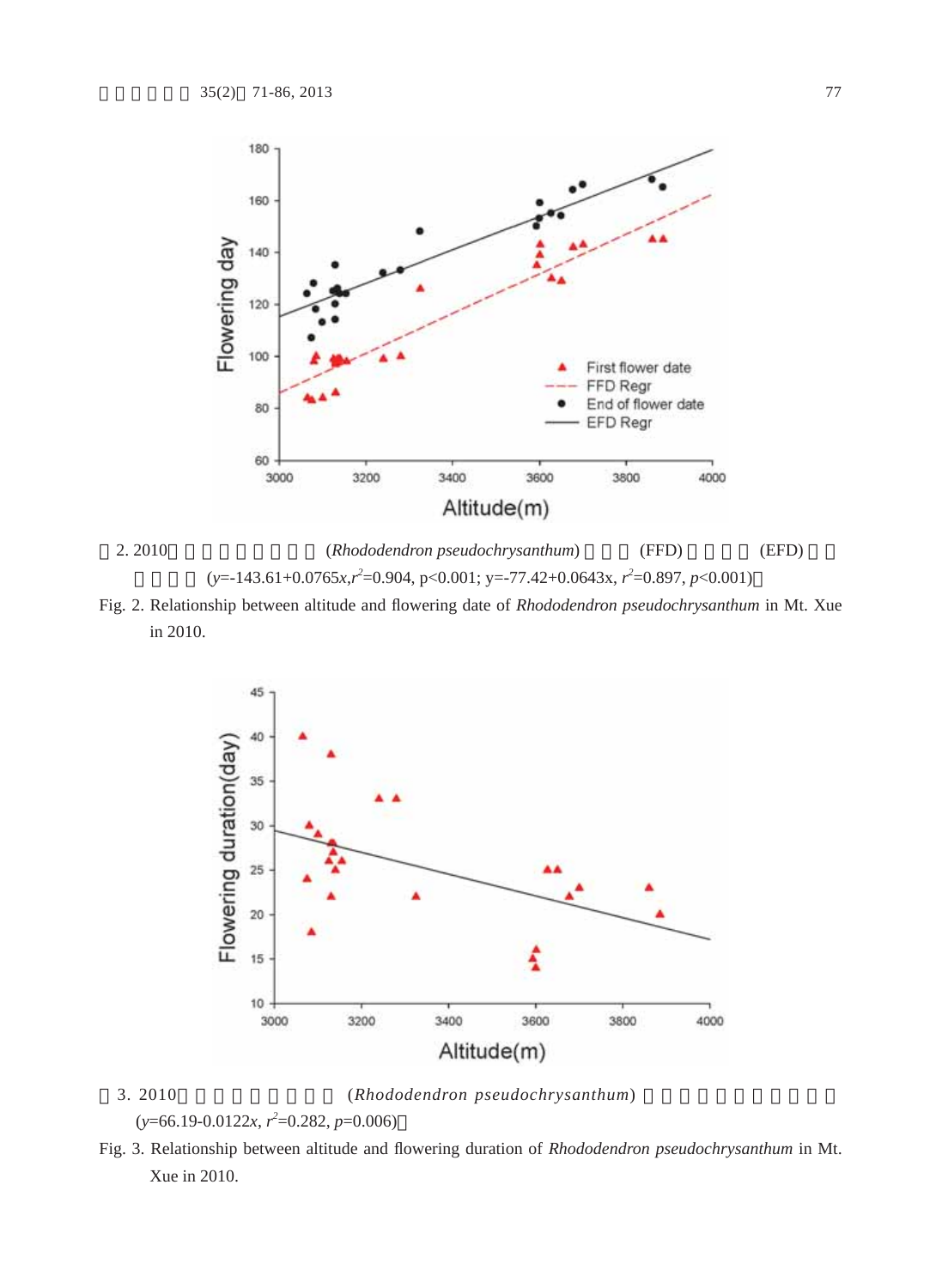圖2. 2010年 (*Rhododendron pseudochrysanthum*) (FFD) (EFD) ($y$=-143.61+0.0765$x$, $r^2$=0.904, $p$<0.001; $y$=-77.42+0.0643$x$, $r^2$=0.897, $p$<0.001)

Fig. 2. Relationship between altitude and flowering date of *Rhododendron pseudochrysanthum* in Mt. Xue in 2010.

圖3. 2010年 (*Rhododendron pseudochrysanthum*) ($y$=66.19-0.0122$x$, $r^2$=0.282, $p$=0.006)

Fig. 3. Relationship between altitude and flowering duration of *Rhododendron pseudochrysanthum* in Mt. Xue in 2010.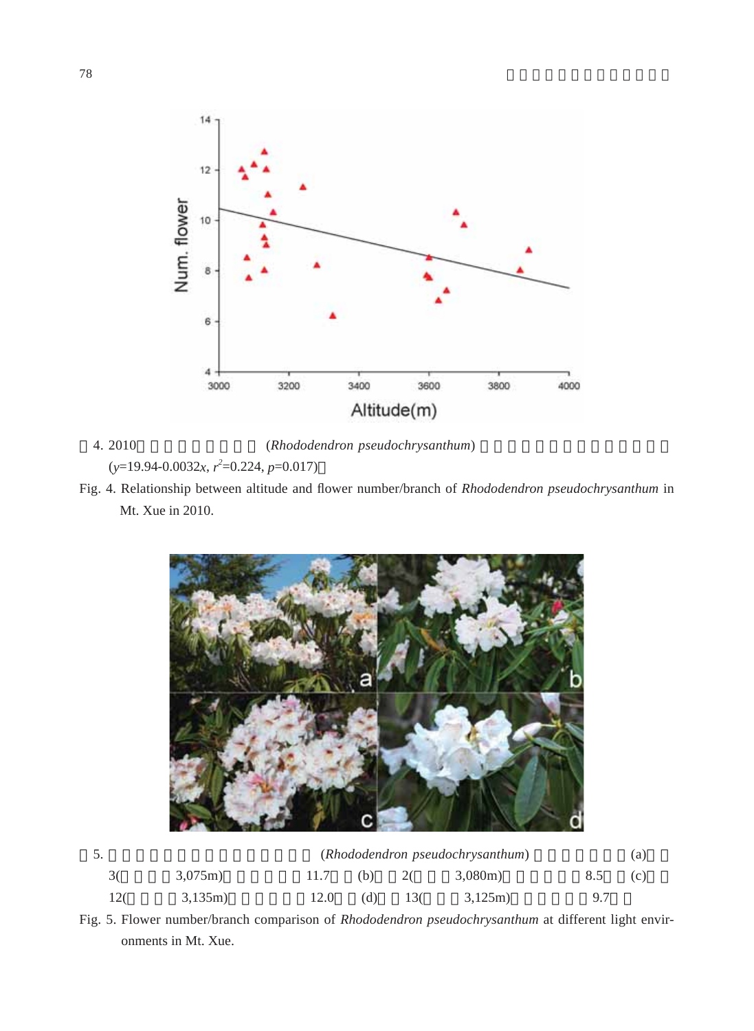4. 2010 (*Rhododendron pseudochrysanthum*)
($y$=19.94-0.0032$x$, $r^2$=0.224, $p$=0.017)

Fig. 4. Relationship between altitude and flower number/branch of *Rhododendron pseudochrysanthum* in Mt. Xue in 2010.

5. (*Rhododendron pseudochrysanthum*) (a) 3( 3,075m) 11.7 (b) 2( 3,080m) 8.5 (c) 12( 3,135m) 12.0 (d) 13( 3,125m) 9.7

Fig. 5. Flower number/branch comparison of *Rhododendron pseudochrysanthum* at different light environments in Mt. Xue.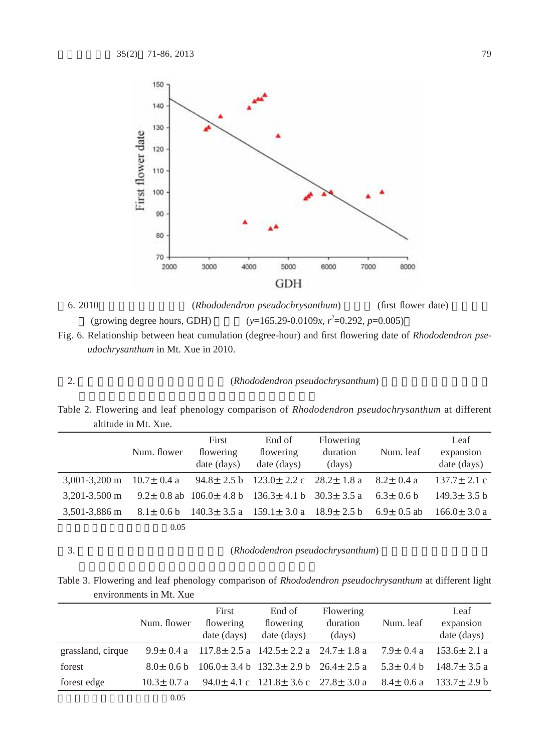圖6. 2010 (*Rhododendron pseudochrysanthum*) (first flower date) (growing degree hours, GDH) ($y$=165.29-0.0109$x$, $r^2$=0.292, $p$=0.005)

Fig. 6. Relationship between heat cumulation (degree-hour) and first flowering date of *Rhododendron pseudochrysanthum* in Mt. Xue in 2010.

表2. (*Rhododendron pseudochrysanthum*)

Table 2. Flowering and leaf phenology comparison of *Rhododendron pseudochrysanthum* at different altitude in Mt. Xue.

| | Num. flower | First flowering date (days) | End of flowering date (days) | Flowering duration (days) | Num. leaf | Leaf expansion date (days) |
|---|---|---|---|---|---|---|
| 3,001-3,200 m | 10.7± 0.4 a | 94.8± 2.5 b | 123.0± 2.2 c | 28.2± 1.8 a | 8.2± 0.4 a | 137.7± 2.1 c |
| 3,201-3,500 m | 9.2± 0.8 ab | 106.0± 4.8 b | 136.3± 4.1 b | 30.3± 3.5 a | 6.3± 0.6 b | 149.3± 3.5 b |
| 3,501-3,886 m | 8.1± 0.6 b | 140.3± 3.5 a | 159.1± 3.0 a | 18.9± 2.5 b | 6.9± 0.5 ab | 166.0± 3.0 a |

0.05

表3. (*Rhododendron pseudochrysanthum*)

Table 3. Flowering and leaf phenology comparison of *Rhododendron pseudochrysanthum* at different light environments in Mt. Xue

| | Num. flower | First flowering date (days) | End of flowering date (days) | Flowering duration (days) | Num. leaf | Leaf expansion date (days) |
|---|---|---|---|---|---|---|
| grassland, cirque | 9.9± 0.4 a | 117.8± 2.5 a | 142.5± 2.2 a | 24.7± 1.8 a | 7.9± 0.4 a | 153.6± 2.1 a |
| forest | 8.0± 0.6 b | 106.0± 3.4 b | 132.3± 2.9 b | 26.4± 2.5 a | 5.3± 0.4 b | 148.7± 3.5 a |
| forest edge | 10.3± 0.7 a | 94.0± 4.1 c | 121.8± 3.6 c | 27.8± 3.0 a | 8.4± 0.6 a | 133.7± 2.9 b |

0.05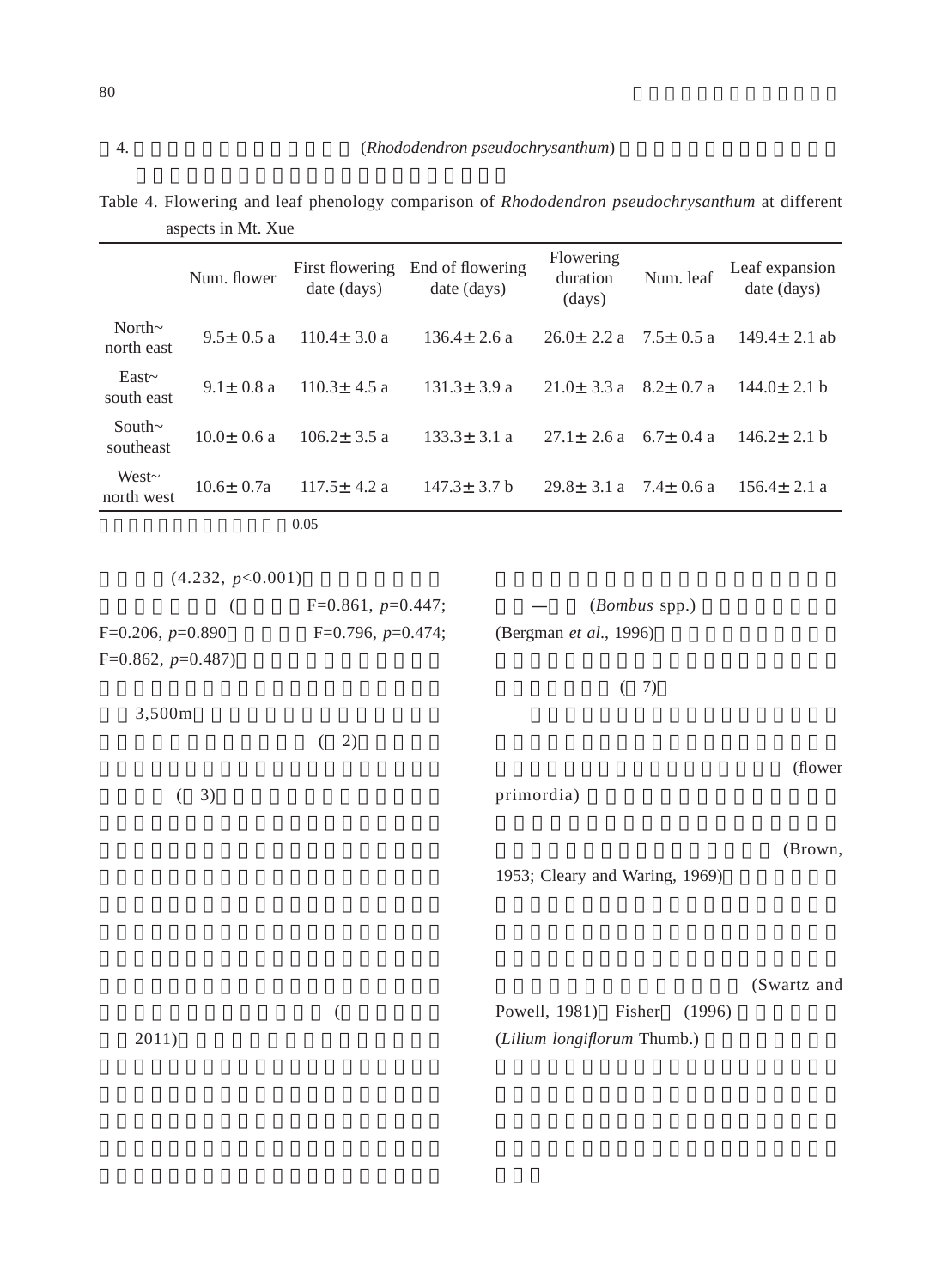4. (*Rhododendron pseudochrysanthum*)

Table 4. Flowering and leaf phenology comparison of *Rhododendron pseudochrysanthum* at different aspects in Mt. Xue

| | Num. flower | First flowering date (days) | End of flowering date (days) | Flowering duration (days) | Num. leaf | Leaf expansion date (days) |
|---|---|---|---|---|---|---|
| North~ north east | 9.5± 0.5 a | 110.4± 3.0 a | 136.4± 2.6 a | 26.0± 2.2 a | 7.5± 0.5 a | 149.4± 2.1 ab |
| East~ south east | 9.1± 0.8 a | 110.3± 4.5 a | 131.3± 3.9 a | 21.0± 3.3 a | 8.2± 0.7 a | 144.0± 2.1 b |
| South~ southeast | 10.0± 0.6 a | 106.2± 3.5 a | 133.3± 3.1 a | 27.1± 2.6 a | 6.7± 0.4 a | 146.2± 2.1 b |
| West~ north west | 10.6± 0.7a | 117.5± 4.2 a | 147.3± 3.7 b | 29.8± 3.1 a | 7.4± 0.6 a | 156.4± 2.1 a |

0.05

(4.232, $p<0.001$)

( F=0.861, $p=0.447$; F=0.206, $p=0.890$ F=0.796, $p=0.474$; F=0.862, $p=0.487$)

3,500m

( 2)

( 3)

( 2011)

— (*Bombus* spp.) (Bergman *et al*., 1996)

( 7)

(flower primordia)

(Brown, 1953; Cleary and Waring, 1969)

(Swartz and Powell, 1981) Fisher (1996) (*Lilium longiflorum* Thumb.)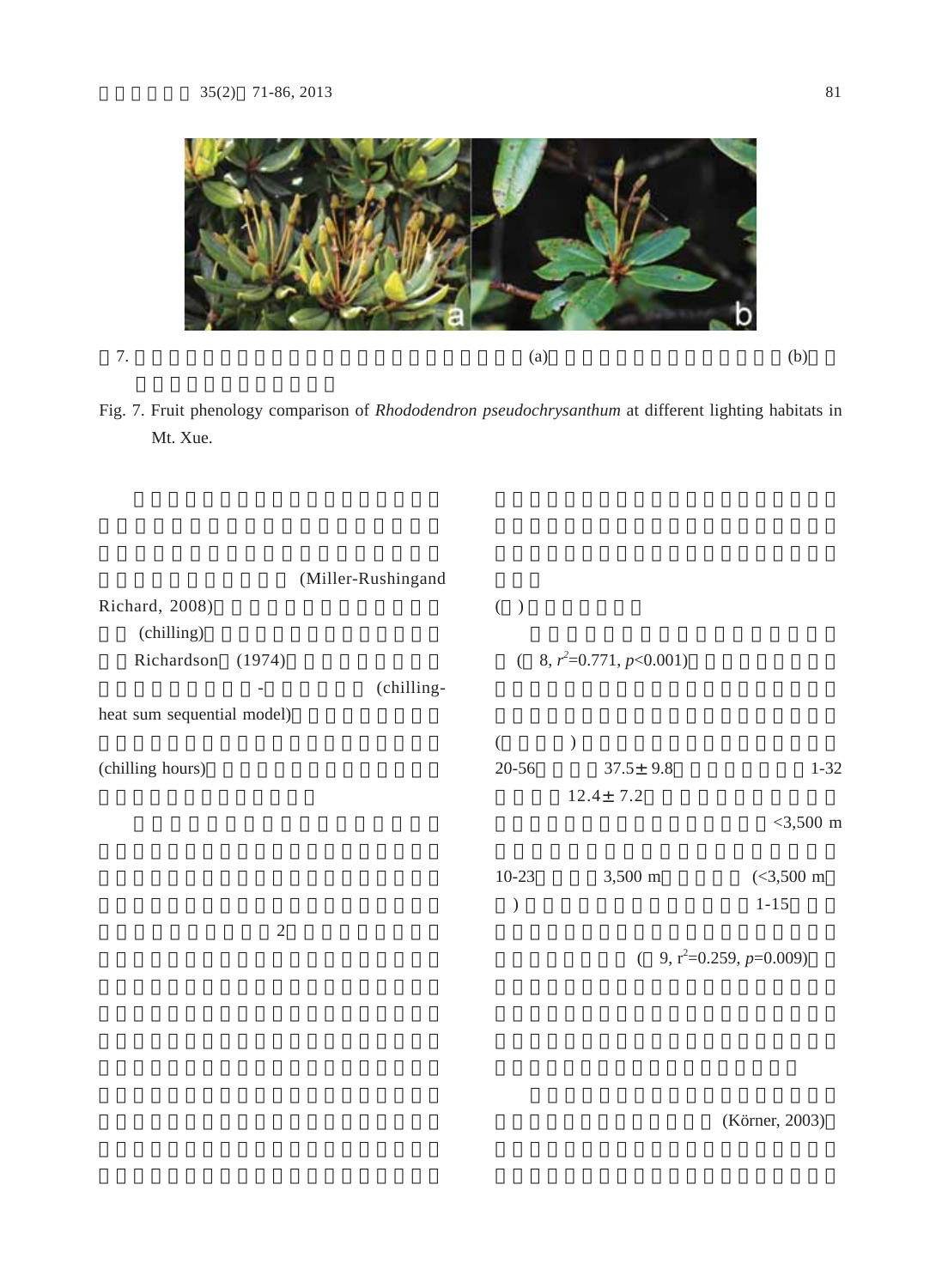7. (a) (b)

Fig. 7. Fruit phenology comparison of *Rhododendron pseudochrysanthum* at different lighting habitats in Mt. Xue.

(Miller-Rushingand Richard, 2008)

(chilling)

Richardson (1974)

- (chilling-heat sum sequential model)

(chilling hours)

2

( )

( 8, $r^2$=0.771, $p$<0.001)

( )

20-56 37.5± 9.8 1-32

12.4± 7.2

<3,500 m

10-23 3,500 m (<3,500 m )

1-15

( 9, $r^2$=0.259, $p$=0.009)

(Körner, 2003)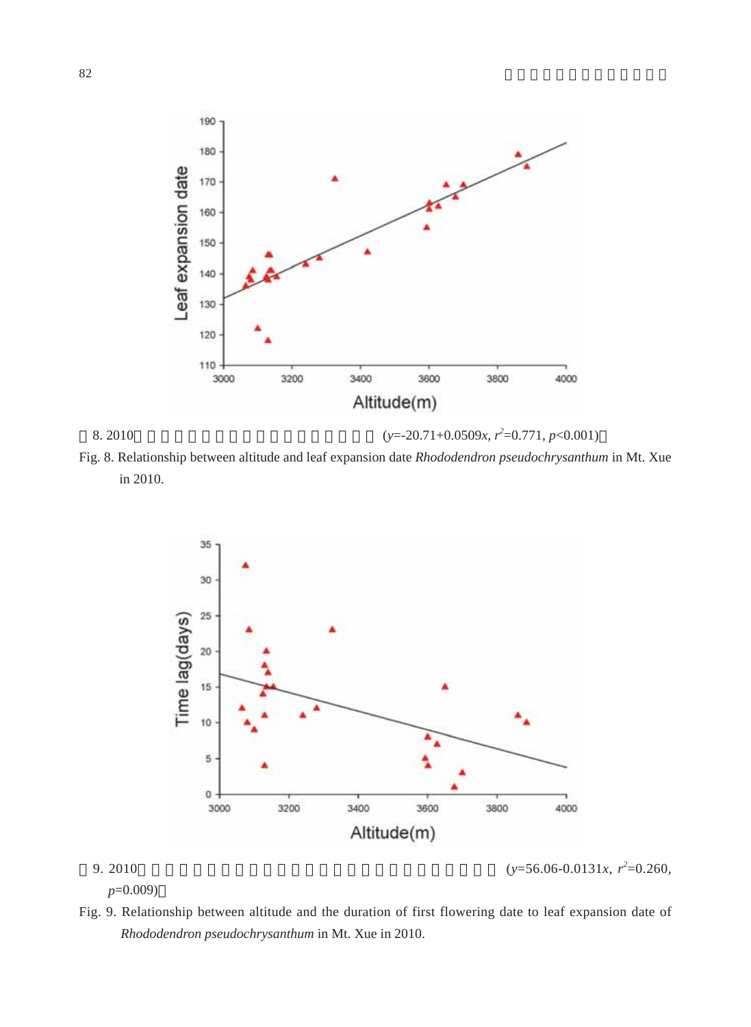圖 8. 2010 (y=-20.71+0.0509x, $r^2$=0.771, $p$<0.001)

Fig. 8. Relationship between altitude and leaf expansion date *Rhododendron pseudochrysanthum* in Mt. Xue in 2010.

圖 9. 2010 (y=56.06-0.0131x, $r^2$=0.260, $p$=0.009)

Fig. 9. Relationship between altitude and the duration of first flowering date to leaf expansion date of *Rhododendron pseudochrysanthum* in Mt. Xue in 2010.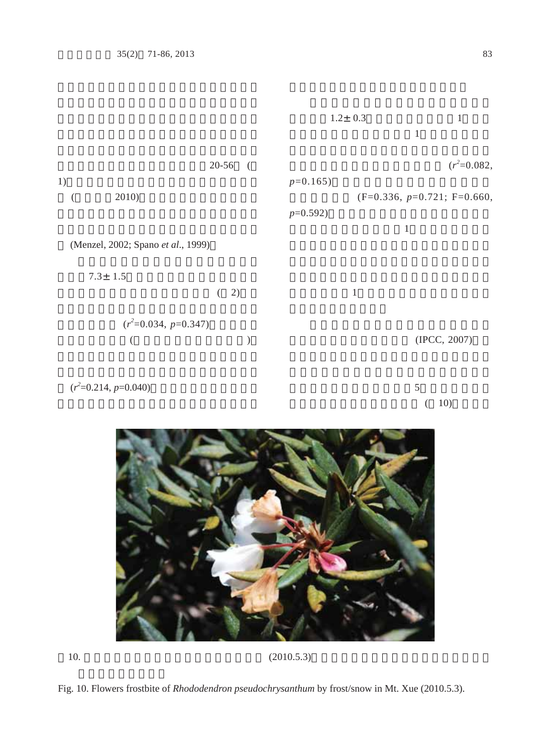20-56 (

1)

( 2010)

(Menzel, 2002; Spano *et al*., 1999)

7.3± 1.5

( 2)

($r^2$=0.034, $p$=0.347)

( )

($r^2$=0.214, $p$=0.040)

1.2± 0.3 1

1

($r^2$=0.082, $p$=0.165)

(F=0.336, $p$=0.721; F=0.660, $p$=0.592)

1

1

(IPCC, 2007)

5

( 10)

10. (2010.5.3)

Fig. 10. Flowers frostbite of *Rhododendron pseudochrysanthum* by frost/snow in Mt. Xue (2010.5.3).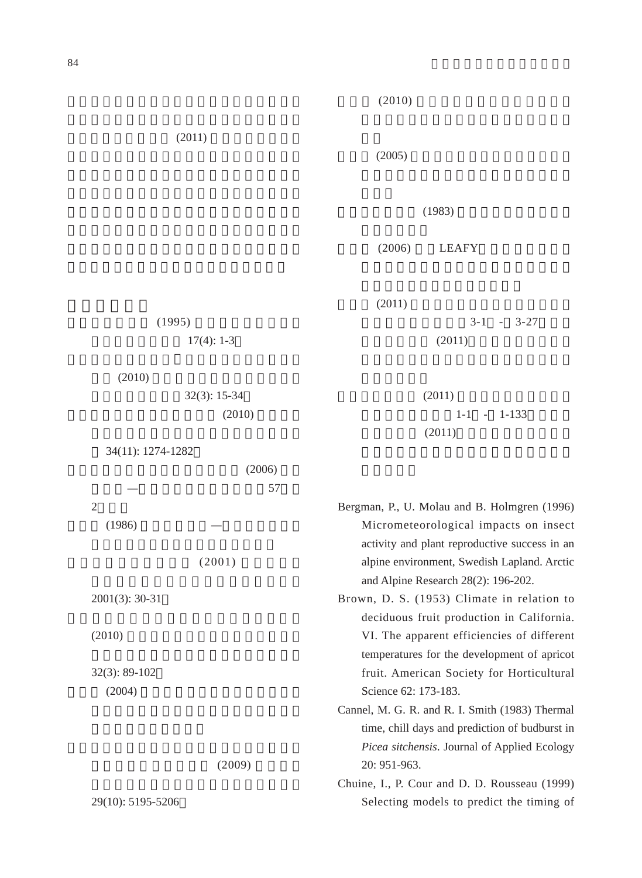(2011)

(1995)

17(4): 1-3

(2010)

32(3): 15-34

(2010)

34(11): 1274-1282

(2006)

—

57

2

(1986) —

(2001)

2001(3): 30-31

(2010)

32(3): 89-102

(2004)

(2009)

29(10): 5195-5206

(2010)

(2005)

(1983)

(2006) LEAFY

(2011)

3-1 - 3-27

(2011)

(2011)

1-1 - 1-133

(2011)

Bergman, P., U. Molau and B. Holmgren (1996) Micrometeorological impacts on insect activity and plant reproductive success in an alpine environment, Swedish Lapland. Arctic and Alpine Research 28(2): 196-202.

Brown, D. S. (1953) Climate in relation to deciduous fruit production in California. VI. The apparent efficiencies of different temperatures for the development of apricot fruit. American Society for Horticultural Science 62: 173-183.

Cannel, M. G. R. and R. I. Smith (1983) Thermal time, chill days and prediction of budburst in *Picea sitchensis*. Journal of Applied Ecology 20: 951-963.

Chuine, I., P. Cour and D. D. Rousseau (1999) Selecting models to predict the timing of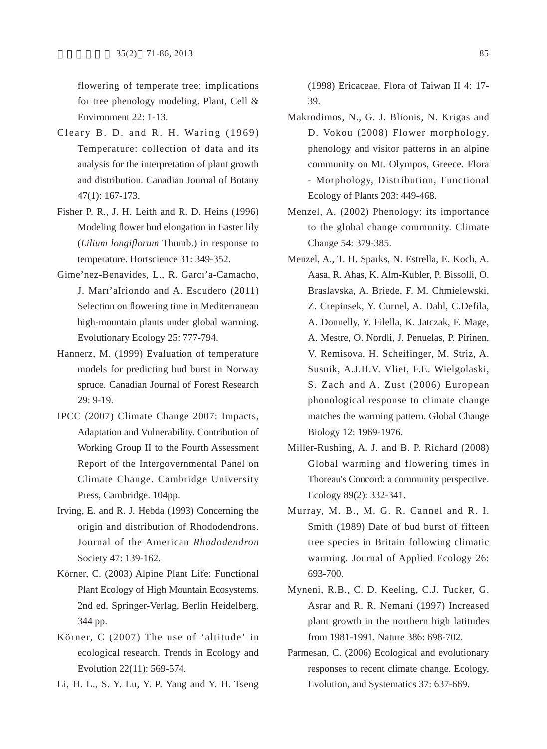flowering of temperate tree: implications for tree phenology modeling. Plant, Cell & Environment 22: 1-13.

Cleary B. D. and R. H. Waring (1969) Temperature: collection of data and its analysis for the interpretation of plant growth and distribution. Canadian Journal of Botany 47(1): 167-173.

Fisher P. R., J. H. Leith and R. D. Heins (1996) Modeling flower bud elongation in Easter lily (*Lilium longiflorum* Thumb.) in response to temperature. Hortscience 31: 349-352.

Gime'nez-Benavides, L., R. Garcı'a-Camacho, J. Marı'aIriondo and A. Escudero (2011) Selection on flowering time in Mediterranean high-mountain plants under global warming. Evolutionary Ecology 25: 777-794.

Hannerz, M. (1999) Evaluation of temperature models for predicting bud burst in Norway spruce. Canadian Journal of Forest Research 29: 9-19.

IPCC (2007) Climate Change 2007: Impacts, Adaptation and Vulnerability. Contribution of Working Group II to the Fourth Assessment Report of the Intergovernmental Panel on Climate Change. Cambridge University Press, Cambridge. 104pp.

Irving, E. and R. J. Hebda (1993) Concerning the origin and distribution of Rhododendrons. Journal of the American *Rhododendron* Society 47: 139-162.

Körner, C. (2003) Alpine Plant Life: Functional Plant Ecology of High Mountain Ecosystems. 2nd ed. Springer-Verlag, Berlin Heidelberg. 344 pp.

Körner, C (2007) The use of 'altitude' in ecological research. Trends in Ecology and Evolution 22(11): 569-574.

Li, H. L., S. Y. Lu, Y. P. Yang and Y. H. Tseng (1998) Ericaceae. Flora of Taiwan II 4: 17-39.

Makrodimos, N., G. J. Blionis, N. Krigas and D. Vokou (2008) Flower morphology, phenology and visitor patterns in an alpine community on Mt. Olympos, Greece. Flora - Morphology, Distribution, Functional Ecology of Plants 203: 449-468.

Menzel, A. (2002) Phenology: its importance to the global change community. Climate Change 54: 379-385.

Menzel, A., T. H. Sparks, N. Estrella, E. Koch, A. Aasa, R. Ahas, K. Alm-Kubler, P. Bissolli, O. Braslavska, A. Briede, F. M. Chmielewski, Z. Crepinsek, Y. Curnel, A. Dahl, C.Defila, A. Donnelly, Y. Filella, K. Jatczak, F. Mage, A. Mestre, O. Nordli, J. Penuelas, P. Pirinen, V. Remisova, H. Scheifinger, M. Striz, A. Susnik, A.J.H.V. Vliet, F.E. Wielgolaski, S. Zach and A. Zust (2006) European phonological response to climate change matches the warming pattern. Global Change Biology 12: 1969-1976.

Miller-Rushing, A. J. and B. P. Richard (2008) Global warming and flowering times in Thoreau's Concord: a community perspective. Ecology 89(2): 332-341.

Murray, M. B., M. G. R. Cannel and R. I. Smith (1989) Date of bud burst of fifteen tree species in Britain following climatic warming. Journal of Applied Ecology 26: 693-700.

Myneni, R.B., C. D. Keeling, C.J. Tucker, G. Asrar and R. R. Nemani (1997) Increased plant growth in the northern high latitudes from 1981-1991. Nature 386: 698-702.

Parmesan, C. (2006) Ecological and evolutionary responses to recent climate change. Ecology, Evolution, and Systematics 37: 637-669.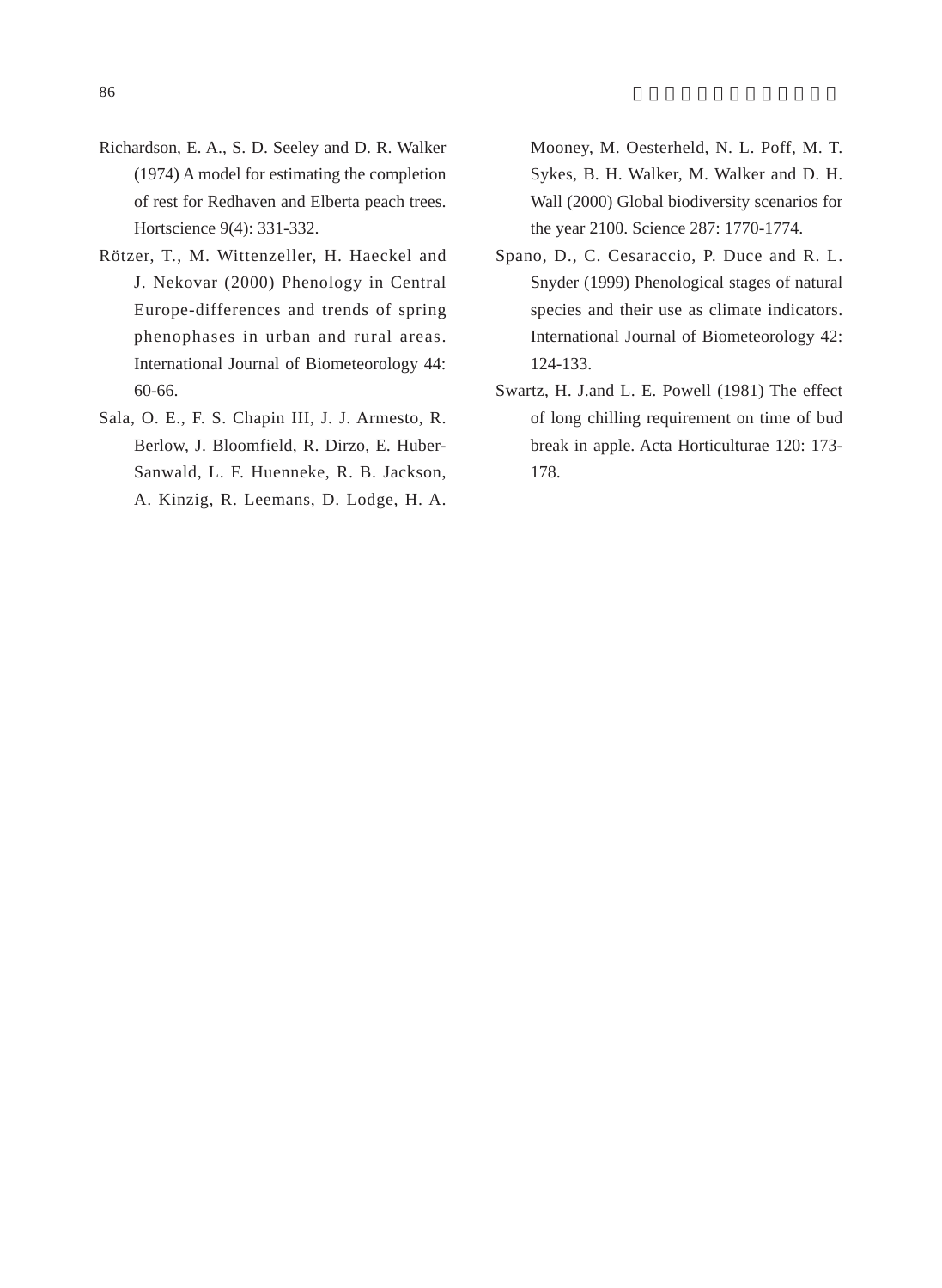Richardson, E. A., S. D. Seeley and D. R. Walker (1974) A model for estimating the completion of rest for Redhaven and Elberta peach trees. Hortscience 9(4): 331-332.

Rötzer, T., M. Wittenzeller, H. Haeckel and J. Nekovar (2000) Phenology in Central Europe-differences and trends of spring phenophases in urban and rural areas. International Journal of Biometeorology 44: 60-66.

Sala, O. E., F. S. Chapin III, J. J. Armesto, R. Berlow, J. Bloomfield, R. Dirzo, E. Huber-Sanwald, L. F. Huenneke, R. B. Jackson, A. Kinzig, R. Leemans, D. Lodge, H. A. Mooney, M. Oesterheld, N. L. Poff, M. T. Sykes, B. H. Walker, M. Walker and D. H. Wall (2000) Global biodiversity scenarios for the year 2100. Science 287: 1770-1774.

Spano, D., C. Cesaraccio, P. Duce and R. L. Snyder (1999) Phenological stages of natural species and their use as climate indicators. International Journal of Biometeorology 42: 124-133.

Swartz, H. J.and L. E. Powell (1981) The effect of long chilling requirement on time of bud break in apple. Acta Horticulturae 120: 173-178.